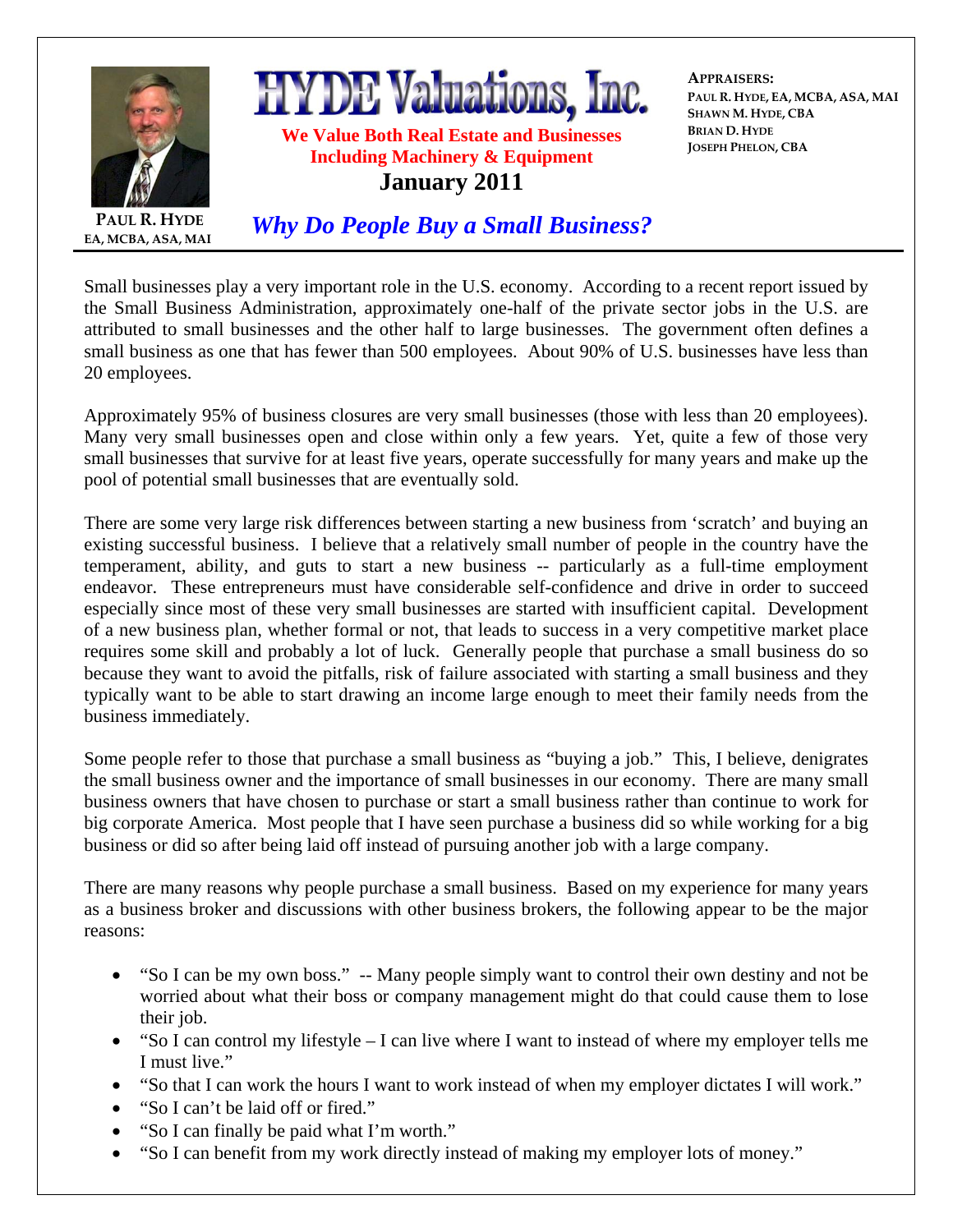PAUL R. HYDE
EA, MCBA, ASA, MAI

# HYDE Valuations, Inc.

**We Value Both Real Estate and Businesses Including Machinery & Equipment**

**January 2011**

**APPRAISERS:**
PAUL R. HYDE, EA, MCBA, ASA, MAI
SHAWN M. HYDE, CBA
BRIAN D. HYDE
JOSEPH PHELON, CBA

## *Why Do People Buy a Small Business?*

Small businesses play a very important role in the U.S. economy. According to a recent report issued by the Small Business Administration, approximately one-half of the private sector jobs in the U.S. are attributed to small businesses and the other half to large businesses. The government often defines a small business as one that has fewer than 500 employees. About 90% of U.S. businesses have less than 20 employees.

Approximately 95% of business closures are very small businesses (those with less than 20 employees). Many very small businesses open and close within only a few years. Yet, quite a few of those very small businesses that survive for at least five years, operate successfully for many years and make up the pool of potential small businesses that are eventually sold.

There are some very large risk differences between starting a new business from 'scratch' and buying an existing successful business. I believe that a relatively small number of people in the country have the temperament, ability, and guts to start a new business -- particularly as a full-time employment endeavor. These entrepreneurs must have considerable self-confidence and drive in order to succeed especially since most of these very small businesses are started with insufficient capital. Development of a new business plan, whether formal or not, that leads to success in a very competitive market place requires some skill and probably a lot of luck. Generally people that purchase a small business do so because they want to avoid the pitfalls, risk of failure associated with starting a small business and they typically want to be able to start drawing an income large enough to meet their family needs from the business immediately.

Some people refer to those that purchase a small business as "buying a job." This, I believe, denigrates the small business owner and the importance of small businesses in our economy. There are many small business owners that have chosen to purchase or start a small business rather than continue to work for big corporate America. Most people that I have seen purchase a business did so while working for a big business or did so after being laid off instead of pursuing another job with a large company.

There are many reasons why people purchase a small business. Based on my experience for many years as a business broker and discussions with other business brokers, the following appear to be the major reasons:

- "So I can be my own boss." -- Many people simply want to control their own destiny and not be worried about what their boss or company management might do that could cause them to lose their job.
- "So I can control my lifestyle – I can live where I want to instead of where my employer tells me I must live."
- "So that I can work the hours I want to work instead of when my employer dictates I will work."
- "So I can't be laid off or fired."
- "So I can finally be paid what I'm worth."
- "So I can benefit from my work directly instead of making my employer lots of money."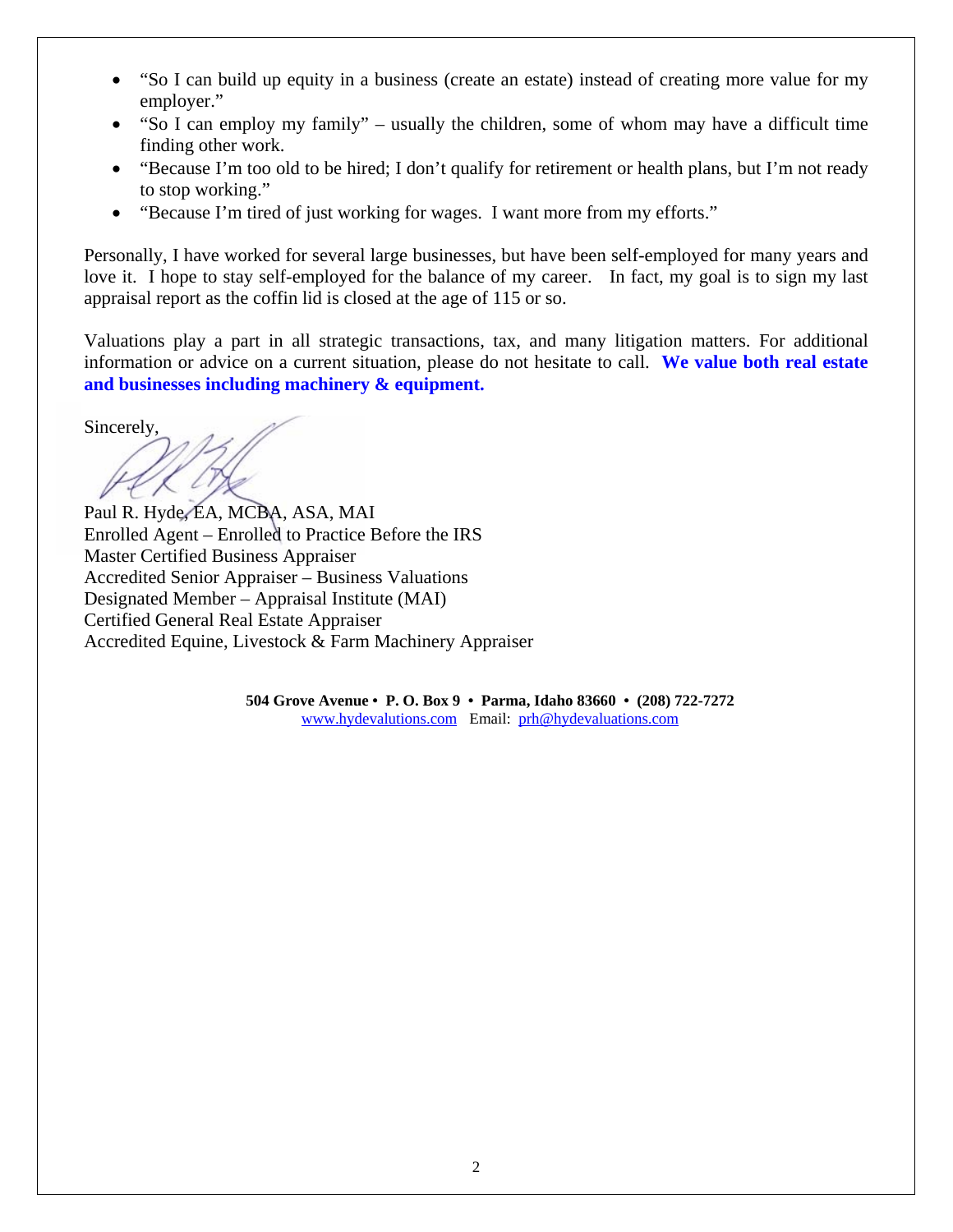- "So I can build up equity in a business (create an estate) instead of creating more value for my employer."
- "So I can employ my family" – usually the children, some of whom may have a difficult time finding other work.
- "Because I'm too old to be hired; I don't qualify for retirement or health plans, but I'm not ready to stop working."
- "Because I'm tired of just working for wages. I want more from my efforts."

Personally, I have worked for several large businesses, but have been self-employed for many years and love it. I hope to stay self-employed for the balance of my career. In fact, my goal is to sign my last appraisal report as the coffin lid is closed at the age of 115 or so.

Valuations play a part in all strategic transactions, tax, and many litigation matters. For additional information or advice on a current situation, please do not hesitate to call. **We value both real estate and businesses including machinery & equipment.**

Sincerely,

Paul R. Hyde, EA, MCBA, ASA, MAI
Enrolled Agent – Enrolled to Practice Before the IRS
Master Certified Business Appraiser
Accredited Senior Appraiser – Business Valuations
Designated Member – Appraisal Institute (MAI)
Certified General Real Estate Appraiser
Accredited Equine, Livestock & Farm Machinery Appraiser

**504 Grove Avenue • P. O. Box 9 • Parma, Idaho 83660 • (208) 722-7272**
www.hydevalutions.com Email: prh@hydevaluations.com